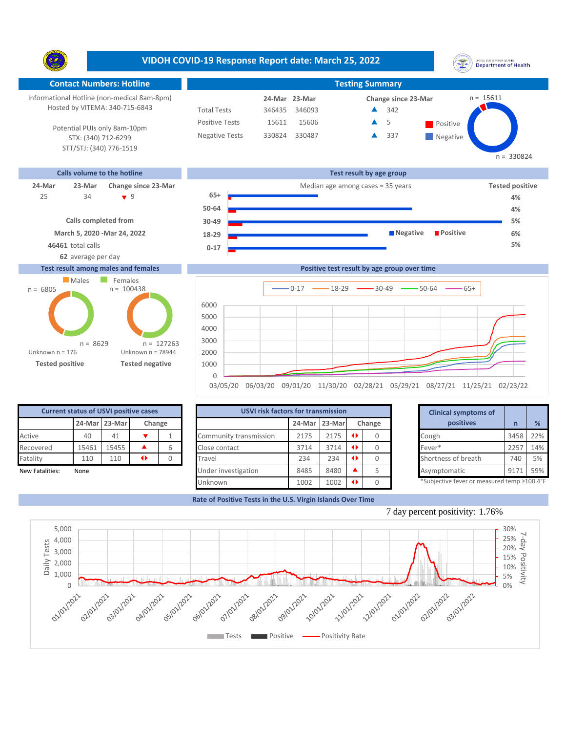# VIDOH COVID-19 Response Report date: March 25, 2022

## Contact Numbers: Hotline

Informational Hotline (non-medical 8am-8pm)
Hosted by VITEMA: 340-715-6843

Potential PUIs only 8am-10pm
STX: (340) 712-6299
STT/STJ: (340) 776-1519

## Testing Summary

| | 24-Mar | 23-Mar | Change since 23-Mar |
|---|---|---|---|
| Total Tests | 346435 | 346093 | ▲ 342 |
| Positive Tests | 15611 | 15606 | ▲ 5 |
| Negative Tests | 330824 | 330487 | ▲ 337 |

Positive n = 15611; Negative n = 330824

## Calls volume to the hotline

| 24-Mar | 23-Mar | Change since 23-Mar |
|---|---|---|
| 25 | 34 | ▼ 9 |

**Calls completed from**
**March 5, 2020 -Mar 24, 2022**
**46461** total calls
**62** average per day

## Test result by age group

Median age among cases = 35 years

| Age group | Tested positive |
|---|---|
| 65+ | 4% |
| 50-64 | 4% |
| 30-49 | 5% |
| 18-29 | 6% |
| 0-17 | 5% |

## Test result among males and females

| | Males | Females |
|---|---|---|
| Tested positive | n = 6805 | n = 8629 |
| Tested negative | n = 100438 | n = 127263 |

Tested positive: Unknown n = 176
Tested negative: Unknown n = 78944

## Positive test result by age group over time

Legend: 0-17, 18-29, 30-49, 50-64, 65+

## Current status of USVI positive cases

| | 24-Mar | 23-Mar | Change | |
|---|---|---|---|---|
| Active | 40 | 41 | ▼ | 1 |
| Recovered | 15461 | 15455 | ▲ | 6 |
| Fatality | 110 | 110 | ◆ | 0 |

New Fatalities: None

## USVI risk factors for transmission

| | 24-Mar | 23-Mar | Change | |
|---|---|---|---|---|
| Community transmission | 2175 | 2175 | ◆ | 0 |
| Close contact | 3714 | 3714 | ◆ | 0 |
| Travel | 234 | 234 | ◆ | 0 |
| Under investigation | 8485 | 8480 | ▲ | 5 |
| Unknown | 1002 | 1002 | ◆ | 0 |

## Clinical symptoms of positives

| Clinical symptoms of positives | n | % |
|---|---|---|
| Cough | 3458 | 22% |
| Fever* | 2257 | 14% |
| Shortness of breath | 740 | 5% |
| Asymptomatic | 9171 | 59% |

*Subjective fever or measured temp ≥100.4°F

## Rate of Positive Tests in the U.S. Virgin Islands Over Time

7 day percent positivity: 1.76%

Legend: Tests, Positive, Positivity Rate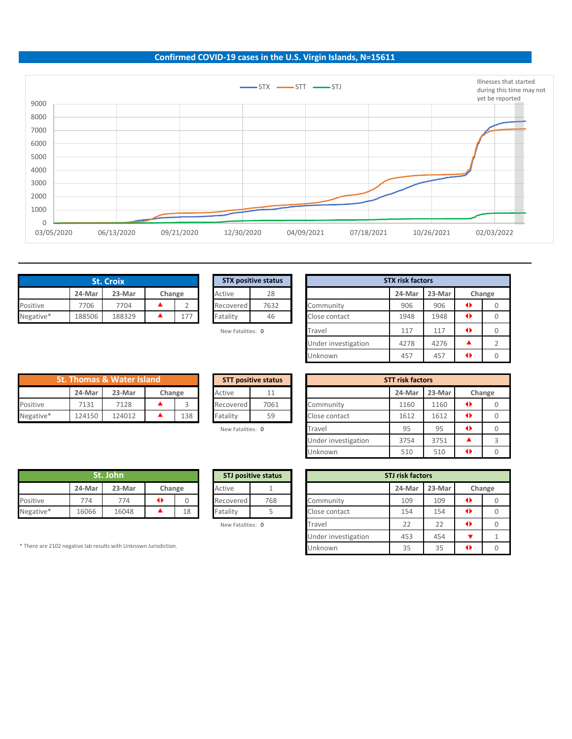## Confirmed COVID-19 cases in the U.S. Virgin Islands, N=15611

STX STT STJ

Illnesses that started during this time may not yet be reported

9000
8000
7000
6000
5000
4000
3000
2000
1000
0

03/05/2020 06/13/2020 09/21/2020 12/30/2020 04/09/2021 07/18/2021 10/26/2021 02/03/2022

| St. Croix | 24-Mar | 23-Mar | Change | |
|---|---|---|---|---|
| Positive | 7706 | 7704 | ▲ | 2 |
| Negative* | 188506 | 188329 | ▲ | 177 |

| STX positive status | |
|---|---|
| Active | 28 |
| Recovered | 7632 |
| Fatality | 46 |

New Fatalities: 0

| STX risk factors | 24-Mar | 23-Mar | Change | |
|---|---|---|---|---|
| Community | 906 | 906 | ◄► | 0 |
| Close contact | 1948 | 1948 | ◄► | 0 |
| Travel | 117 | 117 | ◄► | 0 |
| Under investigation | 4278 | 4276 | ▲ | 2 |
| Unknown | 457 | 457 | ◄► | 0 |

| St. Thomas & Water Island | 24-Mar | 23-Mar | Change | |
|---|---|---|---|---|
| Positive | 7131 | 7128 | ▲ | 3 |
| Negative* | 124150 | 124012 | ▲ | 138 |

| STT positive status | |
|---|---|
| Active | 11 |
| Recovered | 7061 |
| Fatality | 59 |

New Fatalities: 0

| STT risk factors | 24-Mar | 23-Mar | Change | |
|---|---|---|---|---|
| Community | 1160 | 1160 | ◄► | 0 |
| Close contact | 1612 | 1612 | ◄► | 0 |
| Travel | 95 | 95 | ◄► | 0 |
| Under investigation | 3754 | 3751 | ▲ | 3 |
| Unknown | 510 | 510 | ◄► | 0 |

| St. John | 24-Mar | 23-Mar | Change | |
|---|---|---|---|---|
| Positive | 774 | 774 | ◄► | 0 |
| Negative* | 16066 | 16048 | ▲ | 18 |

| STJ positive status | |
|---|---|
| Active | 1 |
| Recovered | 768 |
| Fatality | 5 |

New Fatalities: 0

| STJ risk factors | 24-Mar | 23-Mar | Change | |
|---|---|---|---|---|
| Community | 109 | 109 | ◄► | 0 |
| Close contact | 154 | 154 | ◄► | 0 |
| Travel | 22 | 22 | ◄► | 0 |
| Under investigation | 453 | 454 | ▼ | 1 |
| Unknown | 35 | 35 | ◄► | 0 |

* There are 2102 negative lab results with Unknown Jurisdiction.